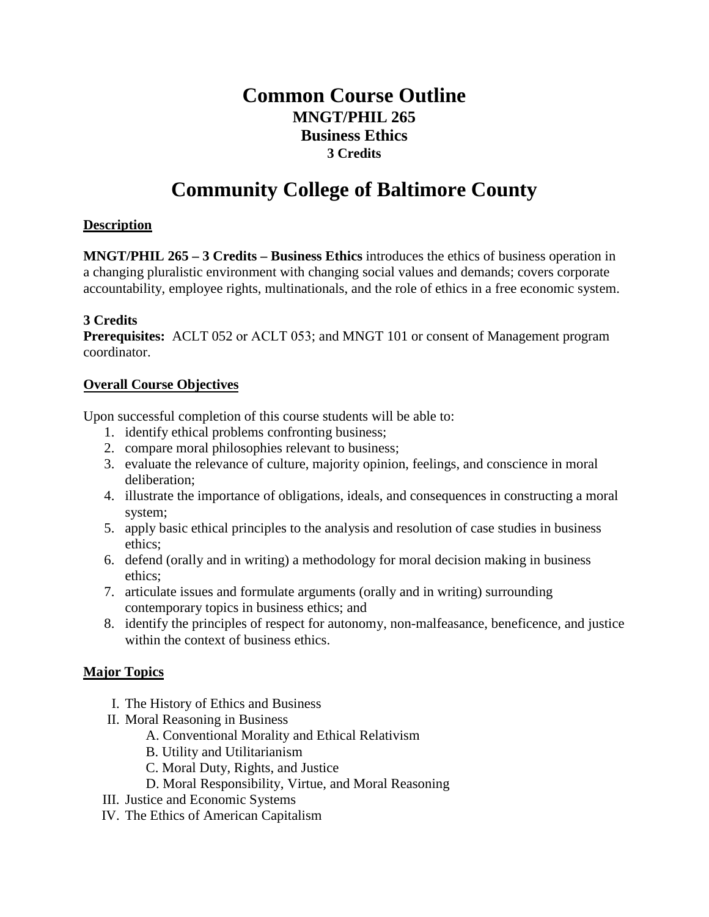# Common Course Outline

## MNGT/PHIL 265

## Business Ethics

### 3 Credits

# Community College of Baltimore County

**Description**

**MNGT/PHIL 265 – 3 Credits – Business Ethics** introduces the ethics of business operation in a changing pluralistic environment with changing social values and demands; covers corporate accountability, employee rights, multinationals, and the role of ethics in a free economic system.

**3 Credits**
**Prerequisites:** ACLT 052 or ACLT 053; and MNGT 101 or consent of Management program coordinator.

**Overall Course Objectives**

Upon successful completion of this course students will be able to:

1. identify ethical problems confronting business;
2. compare moral philosophies relevant to business;
3. evaluate the relevance of culture, majority opinion, feelings, and conscience in moral deliberation;
4. illustrate the importance of obligations, ideals, and consequences in constructing a moral system;
5. apply basic ethical principles to the analysis and resolution of case studies in business ethics;
6. defend (orally and in writing) a methodology for moral decision making in business ethics;
7. articulate issues and formulate arguments (orally and in writing) surrounding contemporary topics in business ethics; and
8. identify the principles of respect for autonomy, non-malfeasance, beneficence, and justice within the context of business ethics.

**Major Topics**

I. The History of Ethics and Business
II. Moral Reasoning in Business
  A. Conventional Morality and Ethical Relativism
  B. Utility and Utilitarianism
  C. Moral Duty, Rights, and Justice
  D. Moral Responsibility, Virtue, and Moral Reasoning
III. Justice and Economic Systems
IV. The Ethics of American Capitalism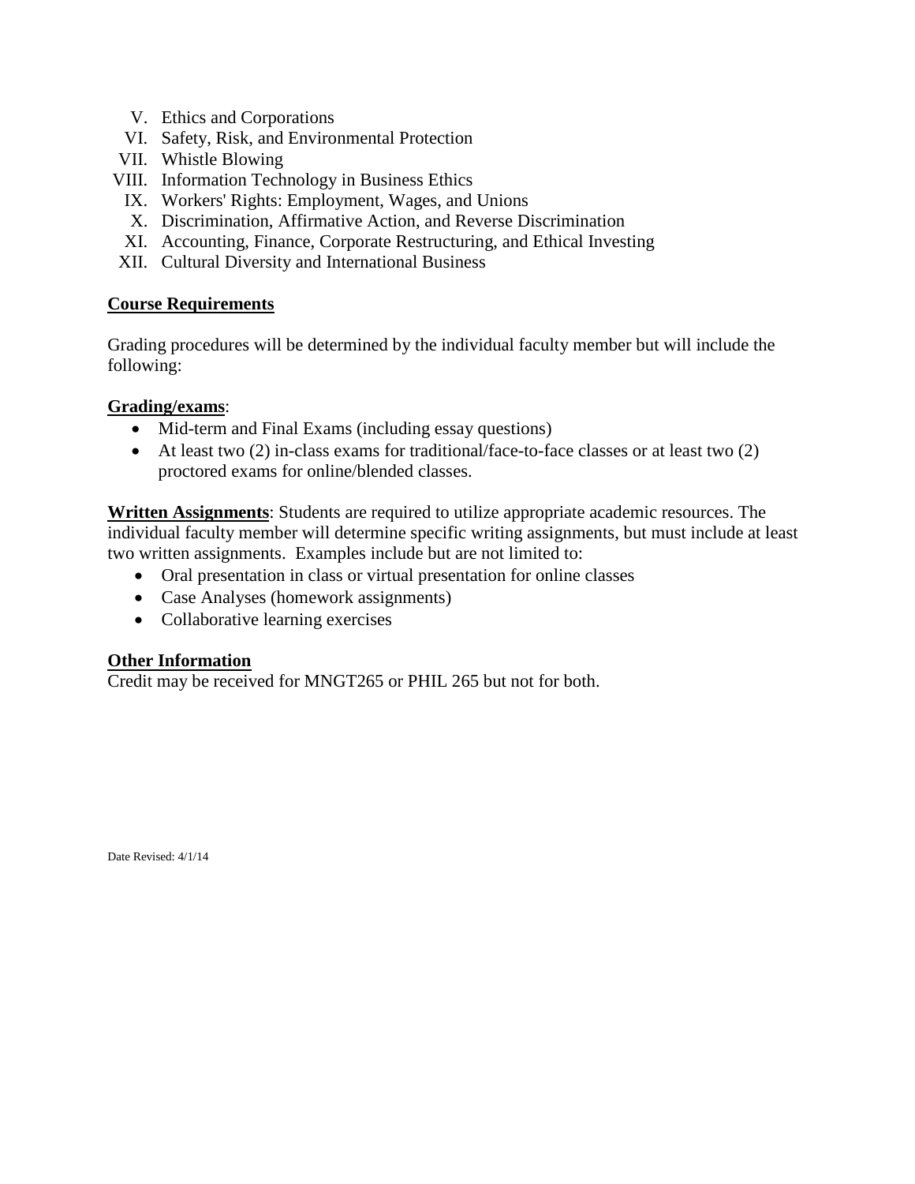V. Ethics and Corporations
VI. Safety, Risk, and Environmental Protection
VII. Whistle Blowing
VIII. Information Technology in Business Ethics
IX. Workers' Rights: Employment, Wages, and Unions
X. Discrimination, Affirmative Action, and Reverse Discrimination
XI. Accounting, Finance, Corporate Restructuring, and Ethical Investing
XII. Cultural Diversity and International Business

**Course Requirements**

Grading procedures will be determined by the individual faculty member but will include the following:

**Grading/exams**:

- Mid-term and Final Exams (including essay questions)
- At least two (2) in-class exams for traditional/face-to-face classes or at least two (2) proctored exams for online/blended classes.

**Written Assignments**: Students are required to utilize appropriate academic resources. The individual faculty member will determine specific writing assignments, but must include at least two written assignments. Examples include but are not limited to:

- Oral presentation in class or virtual presentation for online classes
- Case Analyses (homework assignments)
- Collaborative learning exercises

**Other Information**

Credit may be received for MNGT265 or PHIL 265 but not for both.

Date Revised: 4/1/14